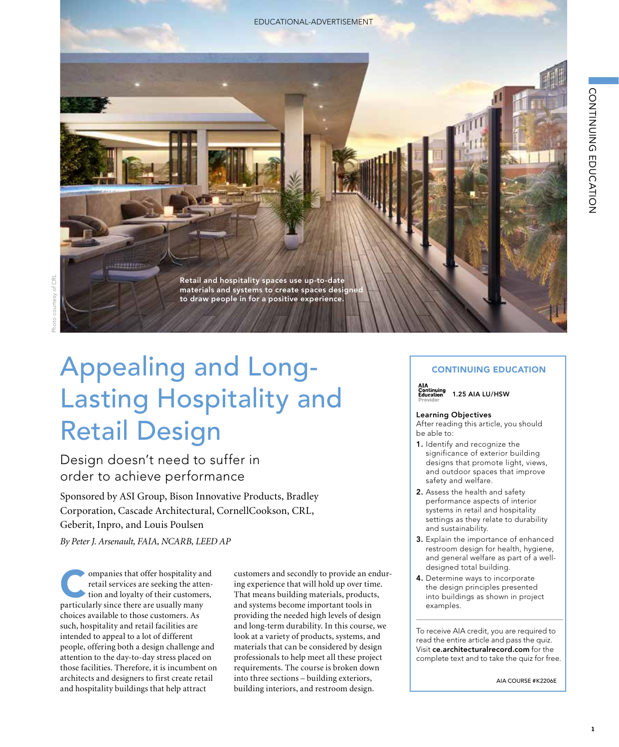EDUCATIONAL-ADVERTISEMENT

Retail and hospitality spaces use up-to-date materials and systems to create spaces designed to draw people in for a positive experience.

Photo courtesy of CRL

# Appealing and Long-Lasting Hospitality and Retail Design

## Design doesn't need to suffer in order to achieve performance

Sponsored by ASI Group, Bison Innovative Products, Bradley Corporation, Cascade Architectural, CornellCookson, CRL, Geberit, Inpro, and Louis Poulsen

*By Peter J. Arsenault, FAIA, NCARB, LEED AP*

Companies that offer hospitality and retail services are seeking the attention and loyalty of their customers, particularly since there are usually many choices available to those customers. As such, hospitality and retail facilities are intended to appeal to a lot of different people, offering both a design challenge and attention to the day-to-day stress placed on those facilities. Therefore, it is incumbent on architects and designers to first create retail and hospitality buildings that help attract customers and secondly to provide an enduring experience that will hold up over time. That means building materials, products, and systems become important tools in providing the needed high levels of design and long-term durability. In this course, we look at a variety of products, systems, and materials that can be considered by design professionals to help meet all these project requirements. The course is broken down into three sections – building exteriors, building interiors, and restroom design.

### CONTINUING EDUCATION

AIA Continuing Education Provider

**1.25 AIA LU/HSW**

**Learning Objectives**
After reading this article, you should be able to:

1. Identify and recognize the significance of exterior building designs that promote light, views, and outdoor spaces that improve safety and welfare.
2. Assess the health and safety performance aspects of interior systems in retail and hospitality settings as they relate to durability and sustainability.
3. Explain the importance of enhanced restroom design for health, hygiene, and general welfare as part of a well-designed total building.
4. Determine ways to incorporate the design principles presented into buildings as shown in project examples.

To receive AIA credit, you are required to read the entire article and pass the quiz. Visit **ce.architecturalrecord.com** for the complete text and to take the quiz for free.

AIA COURSE #K2206E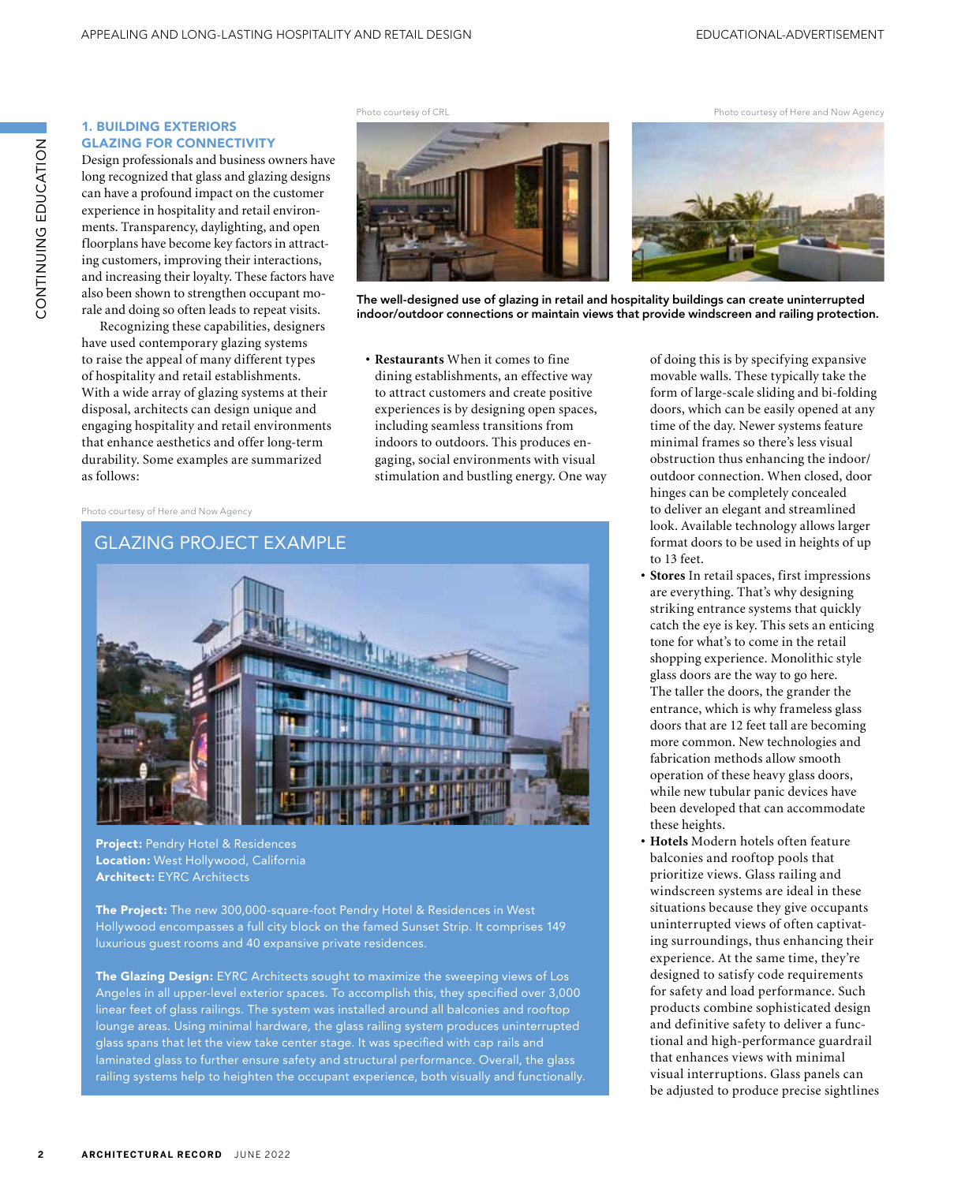## 1. BUILDING EXTERIORS GLAZING FOR CONNECTIVITY

Design professionals and business owners have long recognized that glass and glazing designs can have a profound impact on the customer experience in hospitality and retail environments. Transparency, daylighting, and open floorplans have become key factors in attracting customers, improving their interactions, and increasing their loyalty. These factors have also been shown to strengthen occupant morale and doing so often leads to repeat visits.

Recognizing these capabilities, designers have used contemporary glazing systems to raise the appeal of many different types of hospitality and retail establishments. With a wide array of glazing systems at their disposal, architects can design unique and engaging hospitality and retail environments that enhance aesthetics and offer long-term durability. Some examples are summarized as follows:

Photo courtesy of CRL

Photo courtesy of Here and Now Agency

**The well-designed use of glazing in retail and hospitality buildings can create uninterrupted indoor/outdoor connections or maintain views that provide windscreen and railing protection.**

- **Restaurants** When it comes to fine dining establishments, an effective way to attract customers and create positive experiences is by designing open spaces, including seamless transitions from indoors to outdoors. This produces engaging, social environments with visual stimulation and bustling energy. One way of doing this is by specifying expansive movable walls. These typically take the form of large-scale sliding and bi-folding doors, which can be easily opened at any time of the day. Newer systems feature minimal frames so there's less visual obstruction thus enhancing the indoor/outdoor connection. When closed, door hinges can be completely concealed to deliver an elegant and streamlined look. Available technology allows larger format doors to be used in heights of up to 13 feet.
- **Stores** In retail spaces, first impressions are everything. That's why designing striking entrance systems that quickly catch the eye is key. This sets an enticing tone for what's to come in the retail shopping experience. Monolithic style glass doors are the way to go here. The taller the doors, the grander the entrance, which is why frameless glass doors that are 12 feet tall are becoming more common. New technologies and fabrication methods allow smooth operation of these heavy glass doors, while new tubular panic devices have been developed that can accommodate these heights.
- **Hotels** Modern hotels often feature balconies and rooftop pools that prioritize views. Glass railing and windscreen systems are ideal in these situations because they give occupants uninterrupted views of often captivating surroundings, thus enhancing their experience. At the same time, they're designed to satisfy code requirements for safety and load performance. Such products combine sophisticated design and definitive safety to deliver a functional and high-performance guardrail that enhances views with minimal visual interruptions. Glass panels can be adjusted to produce precise sightlines

Photo courtesy of Here and Now Agency

### GLAZING PROJECT EXAMPLE

**Project:** Pendry Hotel & Residences
**Location:** West Hollywood, California
**Architect:** EYRC Architects

**The Project:** The new 300,000-square-foot Pendry Hotel & Residences in West Hollywood encompasses a full city block on the famed Sunset Strip. It comprises 149 luxurious guest rooms and 40 expansive private residences.

**The Glazing Design:** EYRC Architects sought to maximize the sweeping views of Los Angeles in all upper-level exterior spaces. To accomplish this, they specified over 3,000 linear feet of glass railings. The system was installed around all balconies and rooftop lounge areas. Using minimal hardware, the glass railing system produces uninterrupted glass spans that let the view take center stage. It was specified with cap rails and laminated glass to further ensure safety and structural performance. Overall, the glass railing systems help to heighten the occupant experience, both visually and functionally.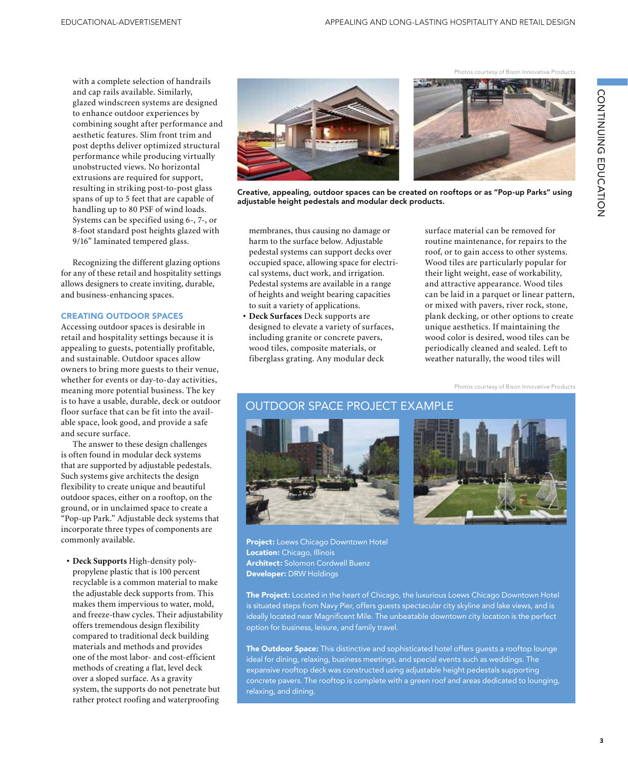with a complete selection of handrails and cap rails available. Similarly, glazed windscreen systems are designed to enhance outdoor experiences by combining sought after performance and aesthetic features. Slim front trim and post depths deliver optimized structural performance while producing virtually unobstructed views. No horizontal extrusions are required for support, resulting in striking post-to-post glass spans of up to 5 feet that are capable of handling up to 80 PSF of wind loads. Systems can be specified using 6-, 7-, or 8-foot standard post heights glazed with 9/16" laminated tempered glass.

Recognizing the different glazing options for any of these retail and hospitality settings allows designers to create inviting, durable, and business-enhancing spaces.

## CREATING OUTDOOR SPACES

Accessing outdoor spaces is desirable in retail and hospitality settings because it is appealing to guests, potentially profitable, and sustainable. Outdoor spaces allow owners to bring more guests to their venue, whether for events or day-to-day activities, meaning more potential business. The key is to have a usable, durable, deck or outdoor floor surface that can be fit into the available space, look good, and provide a safe and secure surface.

The answer to these design challenges is often found in modular deck systems that are supported by adjustable pedestals. Such systems give architects the design flexibility to create unique and beautiful outdoor spaces, either on a rooftop, on the ground, or in unclaimed space to create a "Pop-up Park." Adjustable deck systems that incorporate three types of components are commonly available.

- **Deck Supports** High-density polypropylene plastic that is 100 percent recyclable is a common material to make the adjustable deck supports from. This makes them impervious to water, mold, and freeze-thaw cycles. Their adjustability offers tremendous design flexibility compared to traditional deck building materials and methods and provides one of the most labor- and cost-efficient methods of creating a flat, level deck over a sloped surface. As a gravity system, the supports do not penetrate but rather protect roofing and waterproofing membranes, thus causing no damage or harm to the surface below. Adjustable pedestal systems can support decks over occupied space, allowing space for electrical systems, duct work, and irrigation. Pedestal systems are available in a range of heights and weight bearing capacities to suit a variety of applications.
- **Deck Surfaces** Deck supports are designed to elevate a variety of surfaces, including granite or concrete pavers, wood tiles, composite materials, or fiberglass grating. Any modular deck surface material can be removed for routine maintenance, for repairs to the roof, or to gain access to other systems. Wood tiles are particularly popular for their light weight, ease of workability, and attractive appearance. Wood tiles can be laid in a parquet or linear pattern, or mixed with pavers, river rock, stone, plank decking, or other options to create unique aesthetics. If maintaining the wood color is desired, wood tiles can be periodically cleaned and sealed. Left to weather naturally, the wood tiles will

Photos courtesy of Bison Innovative Products

**Creative, appealing, outdoor spaces can be created on rooftops or as "Pop-up Parks" using adjustable height pedestals and modular deck products.**

Photos courtesy of Bison Innovative Products

## OUTDOOR SPACE PROJECT EXAMPLE

**Project:** Loews Chicago Downtown Hotel
**Location:** Chicago, Illinois
**Architect:** Solomon Cordwell Buenz
**Developer:** DRW Holdings

**The Project:** Located in the heart of Chicago, the luxurious Loews Chicago Downtown Hotel is situated steps from Navy Pier, offers guests spectacular city skyline and lake views, and is ideally located near Magnificent Mile. The unbeatable downtown city location is the perfect option for business, leisure, and family travel.

**The Outdoor Space:** This distinctive and sophisticated hotel offers guests a rooftop lounge ideal for dining, relaxing, business meetings, and special events such as weddings. The expansive rooftop deck was constructed using adjustable height pedestals supporting concrete pavers. The rooftop is complete with a green roof and areas dedicated to lounging, relaxing, and dining.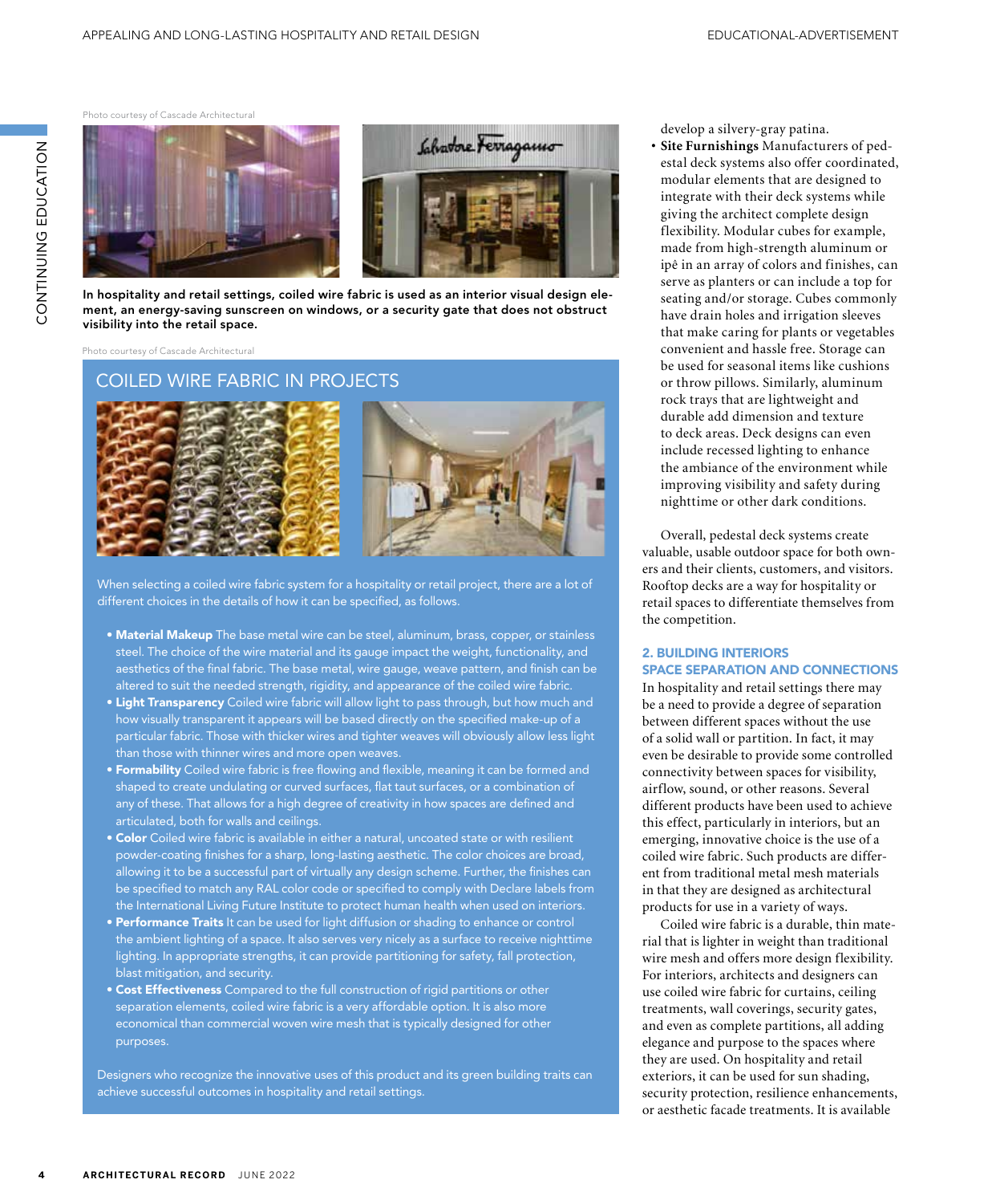Photo courtesy of Cascade Architectural

In hospitality and retail settings, coiled wire fabric is used as an interior visual design element, an energy-saving sunscreen on windows, or a security gate that does not obstruct visibility into the retail space.

Photo courtesy of Cascade Architectural

## COILED WIRE FABRIC IN PROJECTS

When selecting a coiled wire fabric system for a hospitality or retail project, there are a lot of different choices in the details of how it can be specified, as follows.

- **Material Makeup** The base metal wire can be steel, aluminum, brass, copper, or stainless steel. The choice of the wire material and its gauge impact the weight, functionality, and aesthetics of the final fabric. The base metal, wire gauge, weave pattern, and finish can be altered to suit the needed strength, rigidity, and appearance of the coiled wire fabric.
- **Light Transparency** Coiled wire fabric will allow light to pass through, but how much and how visually transparent it appears will be based directly on the specified make-up of a particular fabric. Those with thicker wires and tighter weaves will obviously allow less light than those with thinner wires and more open weaves.
- **Formability** Coiled wire fabric is free flowing and flexible, meaning it can be formed and shaped to create undulating or curved surfaces, flat taut surfaces, or a combination of any of these. That allows for a high degree of creativity in how spaces are defined and articulated, both for walls and ceilings.
- **Color** Coiled wire fabric is available in either a natural, uncoated state or with resilient powder-coating finishes for a sharp, long-lasting aesthetic. The color choices are broad, allowing it to be a successful part of virtually any design scheme. Further, the finishes can be specified to match any RAL color code or specified to comply with Declare labels from the International Living Future Institute to protect human health when used on interiors.
- **Performance Traits** It can be used for light diffusion or shading to enhance or control the ambient lighting of a space. It also serves very nicely as a surface to receive nighttime lighting. In appropriate strengths, it can provide partitioning for safety, fall protection, blast mitigation, and security.
- **Cost Effectiveness** Compared to the full construction of rigid partitions or other separation elements, coiled wire fabric is a very affordable option. It is also more economical than commercial woven wire mesh that is typically designed for other purposes.

Designers who recognize the innovative uses of this product and its green building traits can achieve successful outcomes in hospitality and retail settings.

develop a silvery-gray patina.

- **Site Furnishings** Manufacturers of pedestal deck systems also offer coordinated, modular elements that are designed to integrate with their deck systems while giving the architect complete design flexibility. Modular cubes for example, made from high-strength aluminum or ipê in an array of colors and finishes, can serve as planters or can include a top for seating and/or storage. Cubes commonly have drain holes and irrigation sleeves that make caring for plants or vegetables convenient and hassle free. Storage can be used for seasonal items like cushions or throw pillows. Similarly, aluminum rock trays that are lightweight and durable add dimension and texture to deck areas. Deck designs can even include recessed lighting to enhance the ambiance of the environment while improving visibility and safety during nighttime or other dark conditions.

Overall, pedestal deck systems create valuable, usable outdoor space for both owners and their clients, customers, and visitors. Rooftop decks are a way for hospitality or retail spaces to differentiate themselves from the competition.

## 2. BUILDING INTERIORS SPACE SEPARATION AND CONNECTIONS

In hospitality and retail settings there may be a need to provide a degree of separation between different spaces without the use of a solid wall or partition. In fact, it may even be desirable to provide some controlled connectivity between spaces for visibility, airflow, sound, or other reasons. Several different products have been used to achieve this effect, particularly in interiors, but an emerging, innovative choice is the use of a coiled wire fabric. Such products are different from traditional metal mesh materials in that they are designed as architectural products for use in a variety of ways.

Coiled wire fabric is a durable, thin material that is lighter in weight than traditional wire mesh and offers more design flexibility. For interiors, architects and designers can use coiled wire fabric for curtains, ceiling treatments, wall coverings, security gates, and even as complete partitions, all adding elegance and purpose to the spaces where they are used. On hospitality and retail exteriors, it can be used for sun shading, security protection, resilience enhancements, or aesthetic facade treatments. It is available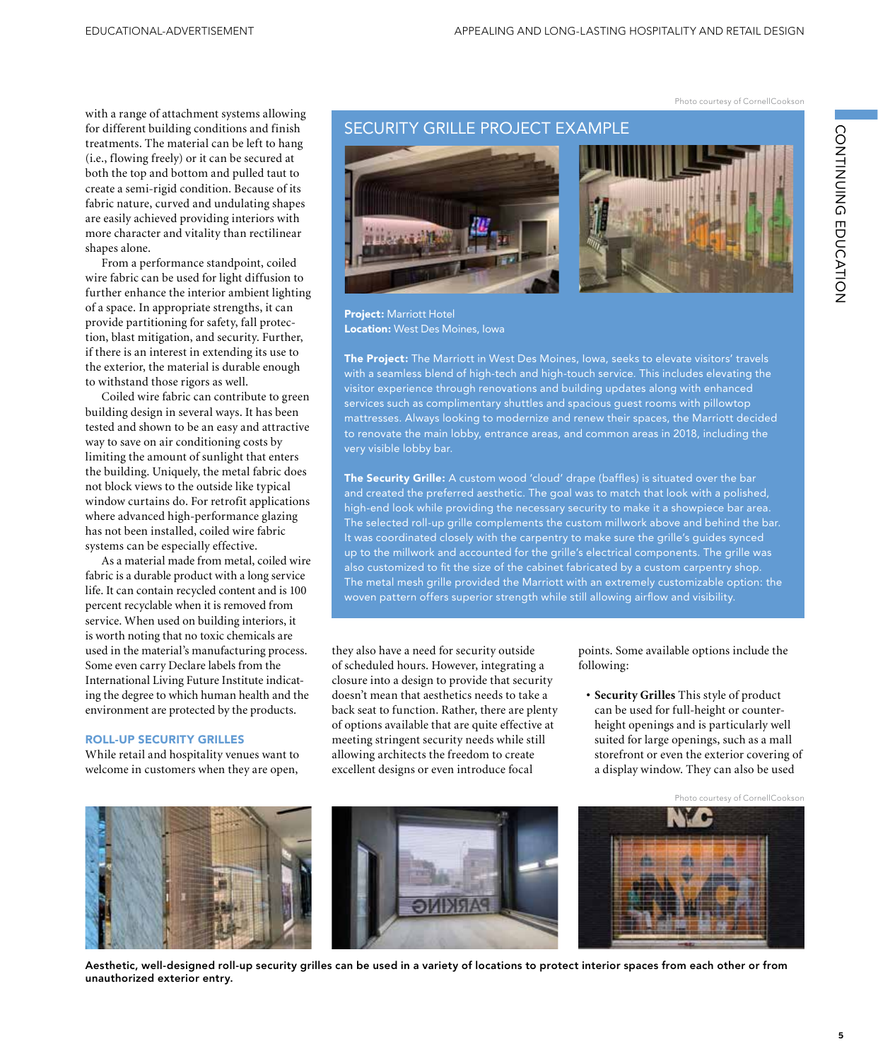with a range of attachment systems allowing for different building conditions and finish treatments. The material can be left to hang (i.e., flowing freely) or it can be secured at both the top and bottom and pulled taut to create a semi-rigid condition. Because of its fabric nature, curved and undulating shapes are easily achieved providing interiors with more character and vitality than rectilinear shapes alone.

From a performance standpoint, coiled wire fabric can be used for light diffusion to further enhance the interior ambient lighting of a space. In appropriate strengths, it can provide partitioning for safety, fall protection, blast mitigation, and security. Further, if there is an interest in extending its use to the exterior, the material is durable enough to withstand those rigors as well.

Coiled wire fabric can contribute to green building design in several ways. It has been tested and shown to be an easy and attractive way to save on air conditioning costs by limiting the amount of sunlight that enters the building. Uniquely, the metal fabric does not block views to the outside like typical window curtains do. For retrofit applications where advanced high-performance glazing has not been installed, coiled wire fabric systems can be especially effective.

As a material made from metal, coiled wire fabric is a durable product with a long service life. It can contain recycled content and is 100 percent recyclable when it is removed from service. When used on building interiors, it is worth noting that no toxic chemicals are used in the material's manufacturing process. Some even carry Declare labels from the International Living Future Institute indicating the degree to which human health and the environment are protected by the products.

Photo courtesy of CornellCookson

## SECURITY GRILLE PROJECT EXAMPLE

**Project:** Marriott Hotel
**Location:** West Des Moines, Iowa

**The Project:** The Marriott in West Des Moines, Iowa, seeks to elevate visitors' travels with a seamless blend of high-tech and high-touch service. This includes elevating the visitor experience through renovations and building updates along with enhanced services such as complimentary shuttles and spacious guest rooms with pillowtop mattresses. Always looking to modernize and renew their spaces, the Marriott decided to renovate the main lobby, entrance areas, and common areas in 2018, including the very visible lobby bar.

**The Security Grille:** A custom wood 'cloud' drape (baffles) is situated over the bar and created the preferred aesthetic. The goal was to match that look with a polished, high-end look while providing the necessary security to make it a showpiece bar area. The selected roll-up grille complements the custom millwork above and behind the bar. It was coordinated closely with the carpentry to make sure the grille's guides synced up to the millwork and accounted for the grille's electrical components. The grille was also customized to fit the size of the cabinet fabricated by a custom carpentry shop. The metal mesh grille provided the Marriott with an extremely customizable option: the woven pattern offers superior strength while still allowing airflow and visibility.

## ROLL-UP SECURITY GRILLES

While retail and hospitality venues want to welcome in customers when they are open, they also have a need for security outside of scheduled hours. However, integrating a closure into a design to provide that security doesn't mean that aesthetics needs to take a back seat to function. Rather, there are plenty of options available that are quite effective at meeting stringent security needs while still allowing architects the freedom to create excellent designs or even introduce focal points. Some available options include the following:

- **Security Grilles** This style of product can be used for full-height or counter-height openings and is particularly well suited for large openings, such as a mall storefront or even the exterior covering of a display window. They can also be used

Photo courtesy of CornellCookson

**Aesthetic, well-designed roll-up security grilles can be used in a variety of locations to protect interior spaces from each other or from unauthorized exterior entry.**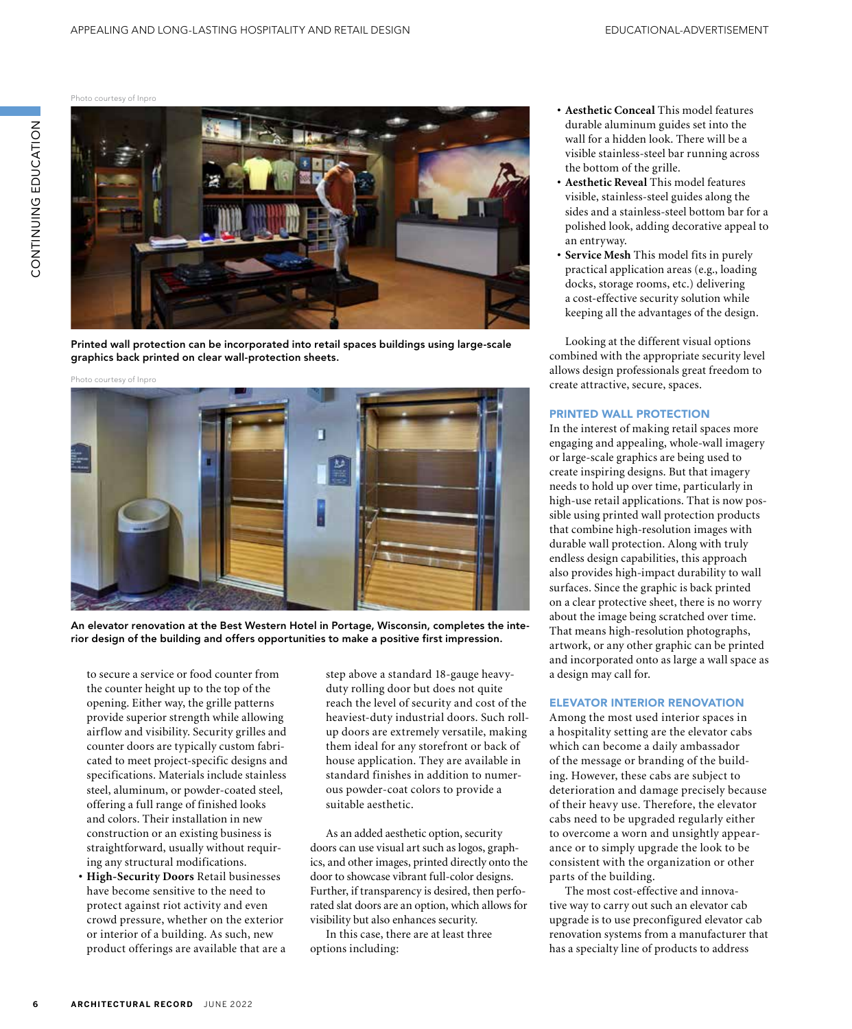Photo courtesy of Inpro

Printed wall protection can be incorporated into retail spaces buildings using large-scale graphics back printed on clear wall-protection sheets.

Photo courtesy of Inpro

An elevator renovation at the Best Western Hotel in Portage, Wisconsin, completes the interior design of the building and offers opportunities to make a positive first impression.

to secure a service or food counter from the counter height up to the top of the opening. Either way, the grille patterns provide superior strength while allowing airflow and visibility. Security grilles and counter doors are typically custom fabricated to meet project-specific designs and specifications. Materials include stainless steel, aluminum, or powder-coated steel, offering a full range of finished looks and colors. Their installation in new construction or an existing business is straightforward, usually without requiring any structural modifications.

- **High-Security Doors** Retail businesses have become sensitive to the need to protect against riot activity and even crowd pressure, whether on the exterior or interior of a building. As such, new product offerings are available that are a step above a standard 18-gauge heavy-duty rolling door but does not quite reach the level of security and cost of the heaviest-duty industrial doors. Such roll-up doors are extremely versatile, making them ideal for any storefront or back of house application. They are available in standard finishes in addition to numerous powder-coat colors to provide a suitable aesthetic.

As an added aesthetic option, security doors can use visual art such as logos, graphics, and other images, printed directly onto the door to showcase vibrant full-color designs. Further, if transparency is desired, then perforated slat doors are an option, which allows for visibility but also enhances security.

In this case, there are at least three options including:

- **Aesthetic Conceal** This model features durable aluminum guides set into the wall for a hidden look. There will be a visible stainless-steel bar running across the bottom of the grille.
- **Aesthetic Reveal** This model features visible, stainless-steel guides along the sides and a stainless-steel bottom bar for a polished look, adding decorative appeal to an entryway.
- **Service Mesh** This model fits in purely practical application areas (e.g., loading docks, storage rooms, etc.) delivering a cost-effective security solution while keeping all the advantages of the design.

Looking at the different visual options combined with the appropriate security level allows design professionals great freedom to create attractive, secure, spaces.

## PRINTED WALL PROTECTION

In the interest of making retail spaces more engaging and appealing, whole-wall imagery or large-scale graphics are being used to create inspiring designs. But that imagery needs to hold up over time, particularly in high-use retail applications. That is now possible using printed wall protection products that combine high-resolution images with durable wall protection. Along with truly endless design capabilities, this approach also provides high-impact durability to wall surfaces. Since the graphic is back printed on a clear protective sheet, there is no worry about the image being scratched over time. That means high-resolution photographs, artwork, or any other graphic can be printed and incorporated onto as large a wall space as a design may call for.

## ELEVATOR INTERIOR RENOVATION

Among the most used interior spaces in a hospitality setting are the elevator cabs which can become a daily ambassador of the message or branding of the building. However, these cabs are subject to deterioration and damage precisely because of their heavy use. Therefore, the elevator cabs need to be upgraded regularly either to overcome a worn and unsightly appearance or to simply upgrade the look to be consistent with the organization or other parts of the building.

The most cost-effective and innovative way to carry out such an elevator cab upgrade is to use preconfigured elevator cab renovation systems from a manufacturer that has a specialty line of products to address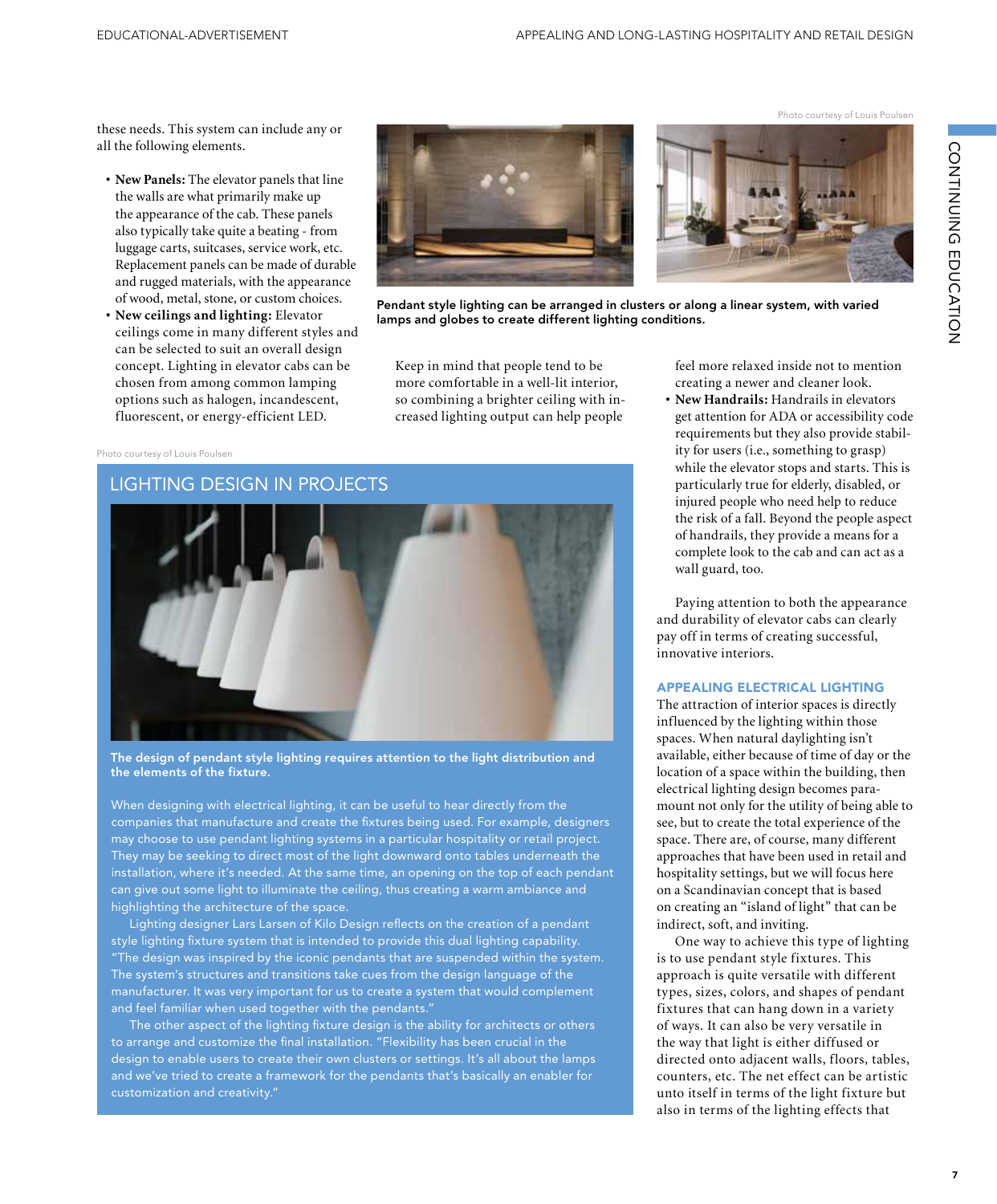these needs. This system can include any or all the following elements.

- **New Panels:** The elevator panels that line the walls are what primarily make up the appearance of the cab. These panels also typically take quite a beating - from luggage carts, suitcases, service work, etc. Replacement panels can be made of durable and rugged materials, with the appearance of wood, metal, stone, or custom choices.
- **New ceilings and lighting:** Elevator ceilings come in many different styles and can be selected to suit an overall design concept. Lighting in elevator cabs can be chosen from among common lamping options such as halogen, incandescent, fluorescent, or energy-efficient LED.

Photo courtesy of Louis Poulsen

**Pendant style lighting can be arranged in clusters or along a linear system, with varied lamps and globes to create different lighting conditions.**

Keep in mind that people tend to be more comfortable in a well-lit interior, so combining a brighter ceiling with increased lighting output can help people feel more relaxed inside not to mention creating a newer and cleaner look.

- **New Handrails:** Handrails in elevators get attention for ADA or accessibility code requirements but they also provide stability for users (i.e., something to grasp) while the elevator stops and starts. This is particularly true for elderly, disabled, or injured people who need help to reduce the risk of a fall. Beyond the people aspect of handrails, they provide a means for a complete look to the cab and can act as a wall guard, too.

Paying attention to both the appearance and durability of elevator cabs can clearly pay off in terms of creating successful, innovative interiors.

Photo courtesy of Louis Poulsen

## LIGHTING DESIGN IN PROJECTS

**The design of pendant style lighting requires attention to the light distribution and the elements of the fixture.**

When designing with electrical lighting, it can be useful to hear directly from the companies that manufacture and create the fixtures being used. For example, designers may choose to use pendant lighting systems in a particular hospitality or retail project. They may be seeking to direct most of the light downward onto tables underneath the installation, where it's needed. At the same time, an opening on the top of each pendant can give out some light to illuminate the ceiling, thus creating a warm ambiance and highlighting the architecture of the space.

Lighting designer Lars Larsen of Kilo Design reflects on the creation of a pendant style lighting fixture system that is intended to provide this dual lighting capability. "The design was inspired by the iconic pendants that are suspended within the system. The system's structures and transitions take cues from the design language of the manufacturer. It was very important for us to create a system that would complement and feel familiar when used together with the pendants."

The other aspect of the lighting fixture design is the ability for architects or others to arrange and customize the final installation. "Flexibility has been crucial in the design to enable users to create their own clusters or settings. It's all about the lamps and we've tried to create a framework for the pendants that's basically an enabler for customization and creativity."

## APPEALING ELECTRICAL LIGHTING

The attraction of interior spaces is directly influenced by the lighting within those spaces. When natural daylighting isn't available, either because of time of day or the location of a space within the building, then electrical lighting design becomes paramount not only for the utility of being able to see, but to create the total experience of the space. There are, of course, many different approaches that have been used in retail and hospitality settings, but we will focus here on a Scandinavian concept that is based on creating an "island of light" that can be indirect, soft, and inviting.

One way to achieve this type of lighting is to use pendant style fixtures. This approach is quite versatile with different types, sizes, colors, and shapes of pendant fixtures that can hang down in a variety of ways. It can also be very versatile in the way that light is either diffused or directed onto adjacent walls, floors, tables, counters, etc. The net effect can be artistic unto itself in terms of the light fixture but also in terms of the lighting effects that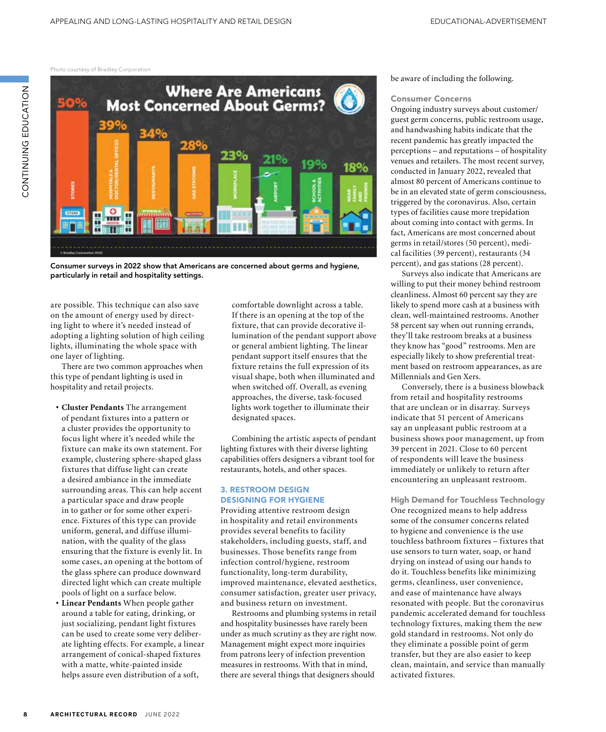Photo courtesy of Bradley Corporation

Consumer surveys in 2022 show that Americans are concerned about germs and hygiene, particularly in retail and hospitality settings.

are possible. This technique can also save on the amount of energy used by directing light to where it's needed instead of adopting a lighting solution of high ceiling lights, illuminating the whole space with one layer of lighting.

There are two common approaches when this type of pendant lighting is used in hospitality and retail projects.

- **Cluster Pendants** The arrangement of pendant fixtures into a pattern or a cluster provides the opportunity to focus light where it's needed while the fixture can make its own statement. For example, clustering sphere-shaped glass fixtures that diffuse light can create a desired ambiance in the immediate surrounding areas. This can help accent a particular space and draw people in to gather or for some other experience. Fixtures of this type can provide uniform, general, and diffuse illumination, with the quality of the glass ensuring that the fixture is evenly lit. In some cases, an opening at the bottom of the glass sphere can produce downward directed light which can create multiple pools of light on a surface below.
- **Linear Pendants** When people gather around a table for eating, drinking, or just socializing, pendant light fixtures can be used to create some very deliberate lighting effects. For example, a linear arrangement of conical-shaped fixtures with a matte, white-painted inside helps assure even distribution of a soft, comfortable downlight across a table. If there is an opening at the top of the fixture, that can provide decorative illumination of the pendant support above or general ambient lighting. The linear pendant support itself ensures that the fixture retains the full expression of its visual shape, both when illuminated and when switched off. Overall, as evening approaches, the diverse, task-focused lights work together to illuminate their designated spaces.

Combining the artistic aspects of pendant lighting fixtures with their diverse lighting capabilities offers designers a vibrant tool for restaurants, hotels, and other spaces.

## 3. RESTROOM DESIGN DESIGNING FOR HYGIENE

Providing attentive restroom design in hospitality and retail environments provides several benefits to facility stakeholders, including guests, staff, and businesses. Those benefits range from infection control/hygiene, restroom functionality, long-term durability, improved maintenance, elevated aesthetics, consumer satisfaction, greater user privacy, and business return on investment.

Restrooms and plumbing systems in retail and hospitality businesses have rarely been under as much scrutiny as they are right now. Management might expect more inquiries from patrons leery of infection prevention measures in restrooms. With that in mind, there are several things that designers should be aware of including the following.

### Consumer Concerns

Ongoing industry surveys about customer/guest germ concerns, public restroom usage, and handwashing habits indicate that the recent pandemic has greatly impacted the perceptions – and reputations – of hospitality venues and retailers. The most recent survey, conducted in January 2022, revealed that almost 80 percent of Americans continue to be in an elevated state of germ consciousness, triggered by the coronavirus. Also, certain types of facilities cause more trepidation about coming into contact with germs. In fact, Americans are most concerned about germs in retail/stores (50 percent), medical facilities (39 percent), restaurants (34 percent), and gas stations (28 percent).

Surveys also indicate that Americans are willing to put their money behind restroom cleanliness. Almost 60 percent say they are likely to spend more cash at a business with clean, well-maintained restrooms. Another 58 percent say when out running errands, they'll take restroom breaks at a business they know has "good" restrooms. Men are especially likely to show preferential treatment based on restroom appearances, as are Millennials and Gen Xers.

Conversely, there is a business blowback from retail and hospitality restrooms that are unclean or in disarray. Surveys indicate that 51 percent of Americans say an unpleasant public restroom at a business shows poor management, up from 39 percent in 2021. Close to 60 percent of respondents will leave the business immediately or unlikely to return after encountering an unpleasant restroom.

### High Demand for Touchless Technology

One recognized means to help address some of the consumer concerns related to hygiene and convenience is the use touchless bathroom fixtures – fixtures that use sensors to turn water, soap, or hand drying on instead of using our hands to do it. Touchless benefits like minimizing germs, cleanliness, user convenience, and ease of maintenance have always resonated with people. But the coronavirus pandemic accelerated demand for touchless technology fixtures, making them the new gold standard in restrooms. Not only do they eliminate a possible point of germ transfer, but they are also easier to keep clean, maintain, and service than manually activated fixtures.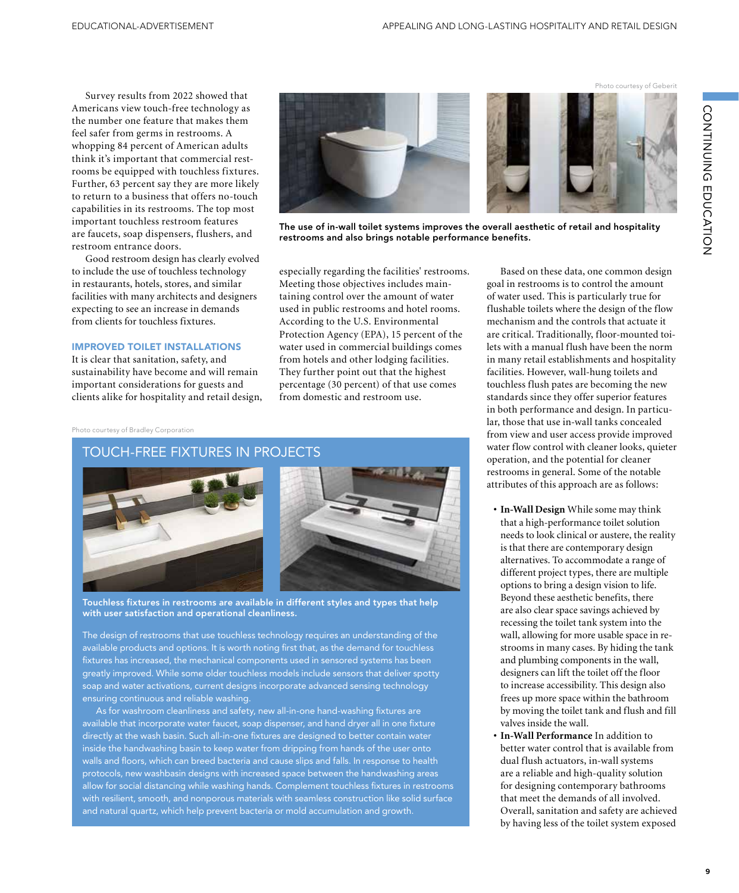Survey results from 2022 showed that Americans view touch-free technology as the number one feature that makes them feel safer from germs in restrooms. A whopping 84 percent of American adults think it's important that commercial restrooms be equipped with touchless fixtures. Further, 63 percent say they are more likely to return to a business that offers no-touch capabilities in its restrooms. The top most important touchless restroom features are faucets, soap dispensers, flushers, and restroom entrance doors.

Good restroom design has clearly evolved to include the use of touchless technology in restaurants, hotels, stores, and similar facilities with many architects and designers expecting to see an increase in demands from clients for touchless fixtures.

## IMPROVED TOILET INSTALLATIONS

It is clear that sanitation, safety, and sustainability have become and will remain important considerations for guests and clients alike for hospitality and retail design, especially regarding the facilities' restrooms. Meeting those objectives includes maintaining control over the amount of water used in public restrooms and hotel rooms. According to the U.S. Environmental Protection Agency (EPA), 15 percent of the water used in commercial buildings comes from hotels and other lodging facilities. They further point out that the highest percentage (30 percent) of that use comes from domestic and restroom use.

Photo courtesy of Geberit

**The use of in-wall toilet systems improves the overall aesthetic of retail and hospitality restrooms and also brings notable performance benefits.**

Based on these data, one common design goal in restrooms is to control the amount of water used. This is particularly true for flushable toilets where the design of the flow mechanism and the controls that actuate it are critical. Traditionally, floor-mounted toilets with a manual flush have been the norm in many retail establishments and hospitality facilities. However, wall-hung toilets and touchless flush pates are becoming the new standards since they offer superior features in both performance and design. In particular, those that use in-wall tanks concealed from view and user access provide improved water flow control with cleaner looks, quieter operation, and the potential for cleaner restrooms in general. Some of the notable attributes of this approach are as follows:

- **In-Wall Design** While some may think that a high-performance toilet solution needs to look clinical or austere, the reality is that there are contemporary design alternatives. To accommodate a range of different project types, there are multiple options to bring a design vision to life. Beyond these aesthetic benefits, there are also clear space savings achieved by recessing the toilet tank system into the wall, allowing for more usable space in restrooms in many cases. By hiding the tank and plumbing components in the wall, designers can lift the toilet off the floor to increase accessibility. This design also frees up more space within the bathroom by moving the toilet tank and flush and fill valves inside the wall.
- **In-Wall Performance** In addition to better water control that is available from dual flush actuators, in-wall systems are a reliable and high-quality solution for designing contemporary bathrooms that meet the demands of all involved. Overall, sanitation and safety are achieved by having less of the toilet system exposed

Photo courtesy of Bradley Corporation

## TOUCH-FREE FIXTURES IN PROJECTS

**Touchless fixtures in restrooms are available in different styles and types that help with user satisfaction and operational cleanliness.**

The design of restrooms that use touchless technology requires an understanding of the available products and options. It is worth noting first that, as the demand for touchless fixtures has increased, the mechanical components used in sensored systems has been greatly improved. While some older touchless models include sensors that deliver spotty soap and water activations, current designs incorporate advanced sensing technology ensuring continuous and reliable washing.

As for washroom cleanliness and safety, new all-in-one hand-washing fixtures are available that incorporate water faucet, soap dispenser, and hand dryer all in one fixture directly at the wash basin. Such all-in-one fixtures are designed to better contain water inside the handwashing basin to keep water from dripping from hands of the user onto walls and floors, which can breed bacteria and cause slips and falls. In response to health protocols, new washbasin designs with increased space between the handwashing areas allow for social distancing while washing hands. Complement touchless fixtures in restrooms with resilient, smooth, and nonporous materials with seamless construction like solid surface and natural quartz, which help prevent bacteria or mold accumulation and growth.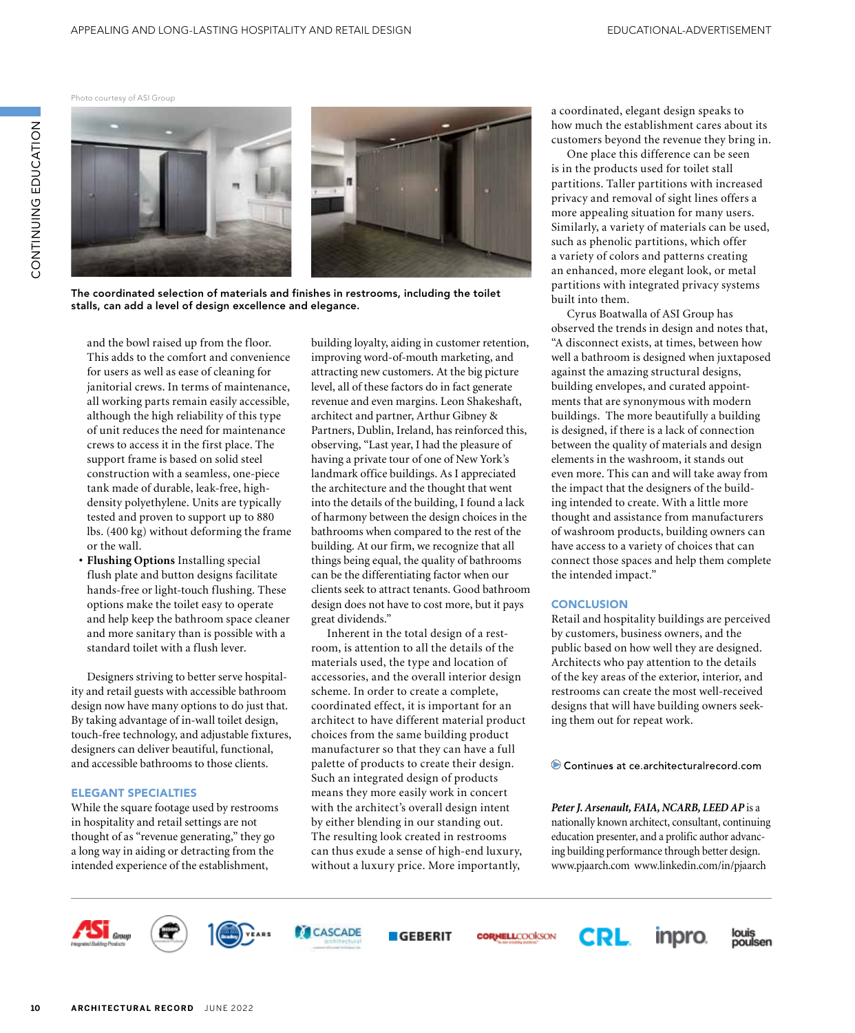Photo courtesy of ASI Group

The coordinated selection of materials and finishes in restrooms, including the toilet stalls, can add a level of design excellence and elegance.

and the bowl raised up from the floor. This adds to the comfort and convenience for users as well as ease of cleaning for janitorial crews. In terms of maintenance, all working parts remain easily accessible, although the high reliability of this type of unit reduces the need for maintenance crews to access it in the first place. The support frame is based on solid steel construction with a seamless, one-piece tank made of durable, leak-free, high-density polyethylene. Units are typically tested and proven to support up to 880 lbs. (400 kg) without deforming the frame or the wall.

- **Flushing Options** Installing special flush plate and button designs facilitate hands-free or light-touch flushing. These options make the toilet easy to operate and help keep the bathroom space cleaner and more sanitary than is possible with a standard toilet with a flush lever.

Designers striving to better serve hospitality and retail guests with accessible bathroom design now have many options to do just that. By taking advantage of in-wall toilet design, touch-free technology, and adjustable fixtures, designers can deliver beautiful, functional, and accessible bathrooms to those clients.

## ELEGANT SPECIALTIES

While the square footage used by restrooms in hospitality and retail settings are not thought of as "revenue generating," they go a long way in aiding or detracting from the intended experience of the establishment, building loyalty, aiding in customer retention, improving word-of-mouth marketing, and attracting new customers. At the big picture level, all of these factors do in fact generate revenue and even margins. Leon Shakeshaft, architect and partner, Arthur Gibney & Partners, Dublin, Ireland, has reinforced this, observing, "Last year, I had the pleasure of having a private tour of one of New York's landmark office buildings. As I appreciated the architecture and the thought that went into the details of the building, I found a lack of harmony between the design choices in the bathrooms when compared to the rest of the building. At our firm, we recognize that all things being equal, the quality of bathrooms can be the differentiating factor when our clients seek to attract tenants. Good bathroom design does not have to cost more, but it pays great dividends."

Inherent in the total design of a restroom, is attention to all the details of the materials used, the type and location of accessories, and the overall interior design scheme. In order to create a complete, coordinated effect, it is important for an architect to have different material product choices from the same building product manufacturer so that they can have a full palette of products to create their design. Such an integrated design of products means they more easily work in concert with the architect's overall design intent by either blending in our standing out. The resulting look created in restrooms can thus exude a sense of high-end luxury, without a luxury price. More importantly, a coordinated, elegant design speaks to how much the establishment cares about its customers beyond the revenue they bring in.

One place this difference can be seen is in the products used for toilet stall partitions. Taller partitions with increased privacy and removal of sight lines offers a more appealing situation for many users. Similarly, a variety of materials can be used, such as phenolic partitions, which offer a variety of colors and patterns creating an enhanced, more elegant look, or metal partitions with integrated privacy systems built into them.

Cyrus Boatwalla of ASI Group has observed the trends in design and notes that, "A disconnect exists, at times, between how well a bathroom is designed when juxtaposed against the amazing structural designs, building envelopes, and curated appointments that are synonymous with modern buildings. The more beautifully a building is designed, if there is a lack of connection between the quality of materials and design elements in the washroom, it stands out even more. This can and will take away from the impact that the designers of the building intended to create. With a little more thought and assistance from manufacturers of washroom products, building owners can have access to a variety of choices that can connect those spaces and help them complete the intended impact."

## CONCLUSION

Retail and hospitality buildings are perceived by customers, business owners, and the public based on how well they are designed. Architects who pay attention to the details of the key areas of the exterior, interior, and restrooms can create the most well-received designs that will have building owners seeking them out for repeat work.

Continues at ce.architecturalrecord.com

***Peter J. Arsenault, FAIA, NCARB, LEED AP*** is a nationally known architect, consultant, continuing education presenter, and a prolific author advancing building performance through better design. www.pjaarch.com www.linkedin.com/in/pjaarch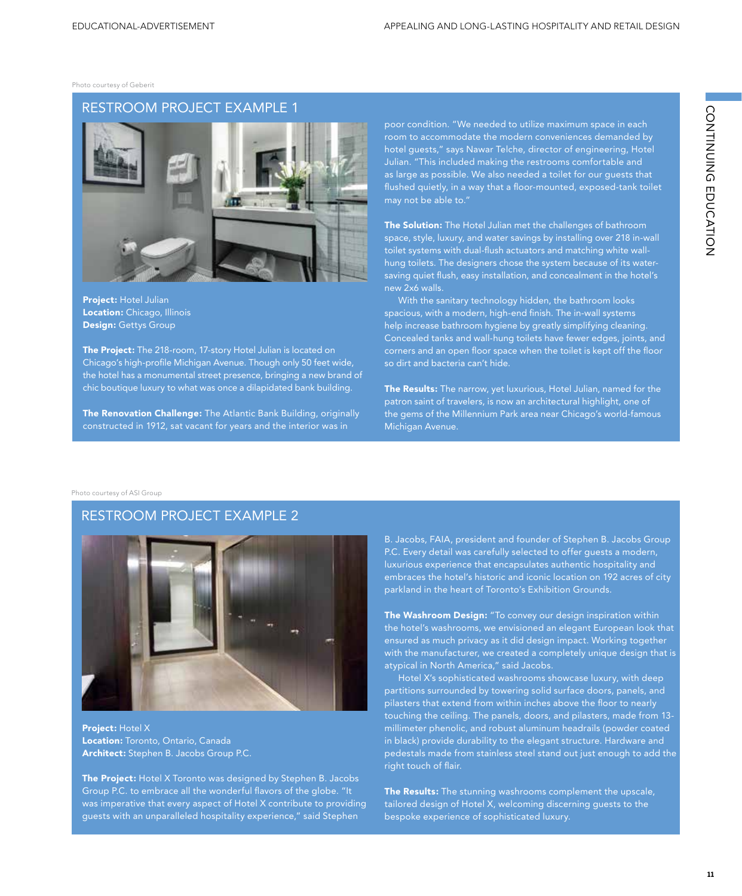Photo courtesy of Geberit

## RESTROOM PROJECT EXAMPLE 1

**Project:** Hotel Julian
**Location:** Chicago, Illinois
**Design:** Gettys Group

**The Project:** The 218-room, 17-story Hotel Julian is located on Chicago's high-profile Michigan Avenue. Though only 50 feet wide, the hotel has a monumental street presence, bringing a new brand of chic boutique luxury to what was once a dilapidated bank building.

**The Renovation Challenge:** The Atlantic Bank Building, originally constructed in 1912, sat vacant for years and the interior was in poor condition. "We needed to utilize maximum space in each room to accommodate the modern conveniences demanded by hotel guests," says Nawar Telche, director of engineering, Hotel Julian. "This included making the restrooms comfortable and as large as possible. We also needed a toilet for our guests that flushed quietly, in a way that a floor-mounted, exposed-tank toilet may not be able to."

**The Solution:** The Hotel Julian met the challenges of bathroom space, style, luxury, and water savings by installing over 218 in-wall toilet systems with dual-flush actuators and matching white wall-hung toilets. The designers chose the system because of its water-saving quiet flush, easy installation, and concealment in the hotel's new 2x6 walls.

With the sanitary technology hidden, the bathroom looks spacious, with a modern, high-end finish. The in-wall systems help increase bathroom hygiene by greatly simplifying cleaning. Concealed tanks and wall-hung toilets have fewer edges, joints, and corners and an open floor space when the toilet is kept off the floor so dirt and bacteria can't hide.

**The Results:** The narrow, yet luxurious, Hotel Julian, named for the patron saint of travelers, is now an architectural highlight, one of the gems of the Millennium Park area near Chicago's world-famous Michigan Avenue.

Photo courtesy of ASI Group

## RESTROOM PROJECT EXAMPLE 2

**Project:** Hotel X
**Location:** Toronto, Ontario, Canada
**Architect:** Stephen B. Jacobs Group P.C.

**The Project:** Hotel X Toronto was designed by Stephen B. Jacobs Group P.C. to embrace all the wonderful flavors of the globe. "It was imperative that every aspect of Hotel X contribute to providing guests with an unparalleled hospitality experience," said Stephen B. Jacobs, FAIA, president and founder of Stephen B. Jacobs Group P.C. Every detail was carefully selected to offer guests a modern, luxurious experience that encapsulates authentic hospitality and embraces the hotel's historic and iconic location on 192 acres of city parkland in the heart of Toronto's Exhibition Grounds.

**The Washroom Design:** "To convey our design inspiration within the hotel's washrooms, we envisioned an elegant European look that ensured as much privacy as it did design impact. Working together with the manufacturer, we created a completely unique design that is atypical in North America," said Jacobs.

Hotel X's sophisticated washrooms showcase luxury, with deep partitions surrounded by towering solid surface doors, panels, and pilasters that extend from within inches above the floor to nearly touching the ceiling. The panels, doors, and pilasters, made from 13-millimeter phenolic, and robust aluminum headrails (powder coated in black) provide durability to the elegant structure. Hardware and pedestals made from stainless steel stand out just enough to add the right touch of flair.

**The Results:** The stunning washrooms complement the upscale, tailored design of Hotel X, welcoming discerning guests to the bespoke experience of sophisticated luxury.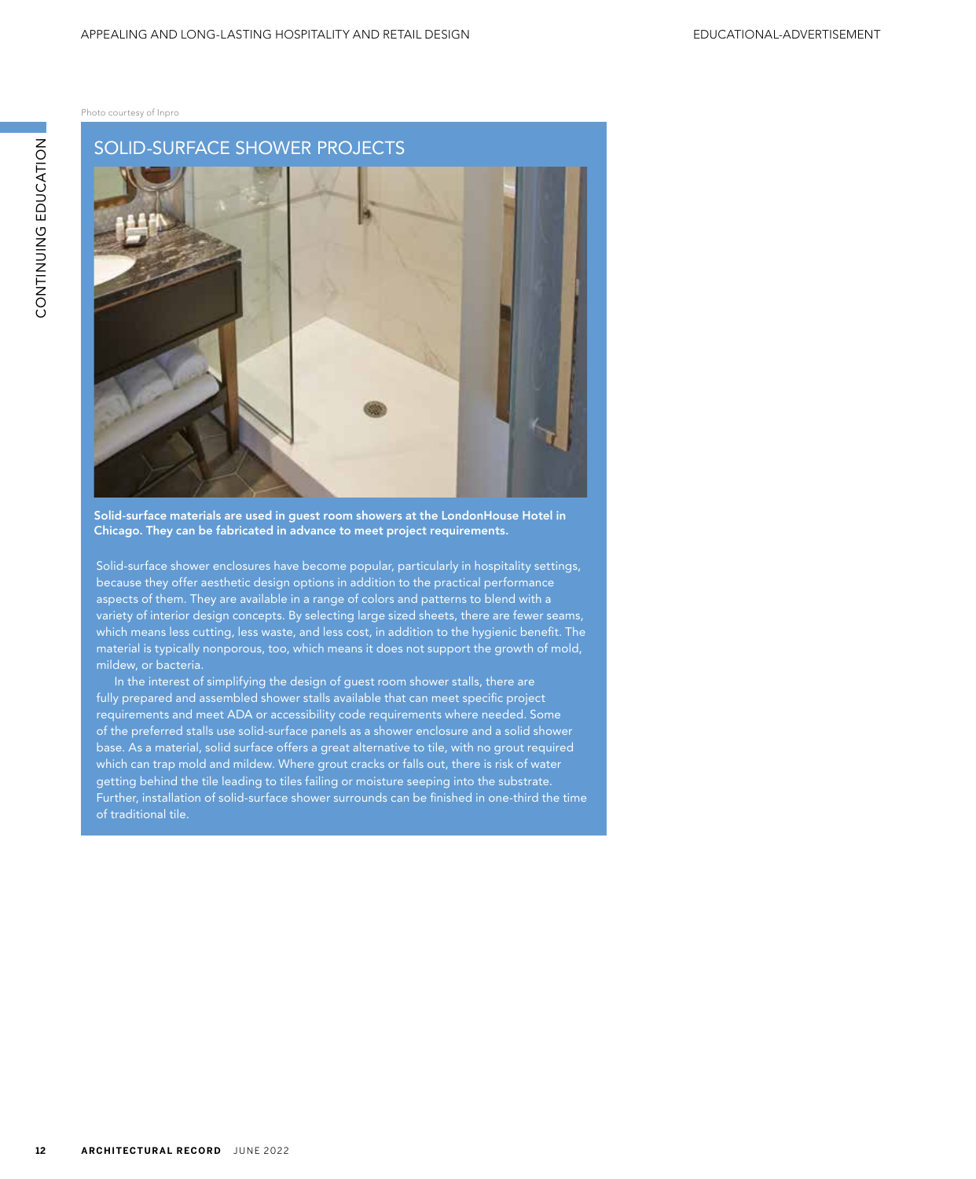Photo courtesy of Inpro

## SOLID-SURFACE SHOWER PROJECTS

**Solid-surface materials are used in guest room showers at the LondonHouse Hotel in Chicago. They can be fabricated in advance to meet project requirements.**

Solid-surface shower enclosures have become popular, particularly in hospitality settings, because they offer aesthetic design options in addition to the practical performance aspects of them. They are available in a range of colors and patterns to blend with a variety of interior design concepts. By selecting large sized sheets, there are fewer seams, which means less cutting, less waste, and less cost, in addition to the hygienic benefit. The material is typically nonporous, too, which means it does not support the growth of mold, mildew, or bacteria.

In the interest of simplifying the design of guest room shower stalls, there are fully prepared and assembled shower stalls available that can meet specific project requirements and meet ADA or accessibility code requirements where needed. Some of the preferred stalls use solid-surface panels as a shower enclosure and a solid shower base. As a material, solid surface offers a great alternative to tile, with no grout required which can trap mold and mildew. Where grout cracks or falls out, there is risk of water getting behind the tile leading to tiles failing or moisture seeping into the substrate. Further, installation of solid-surface shower surrounds can be finished in one-third the time of traditional tile.